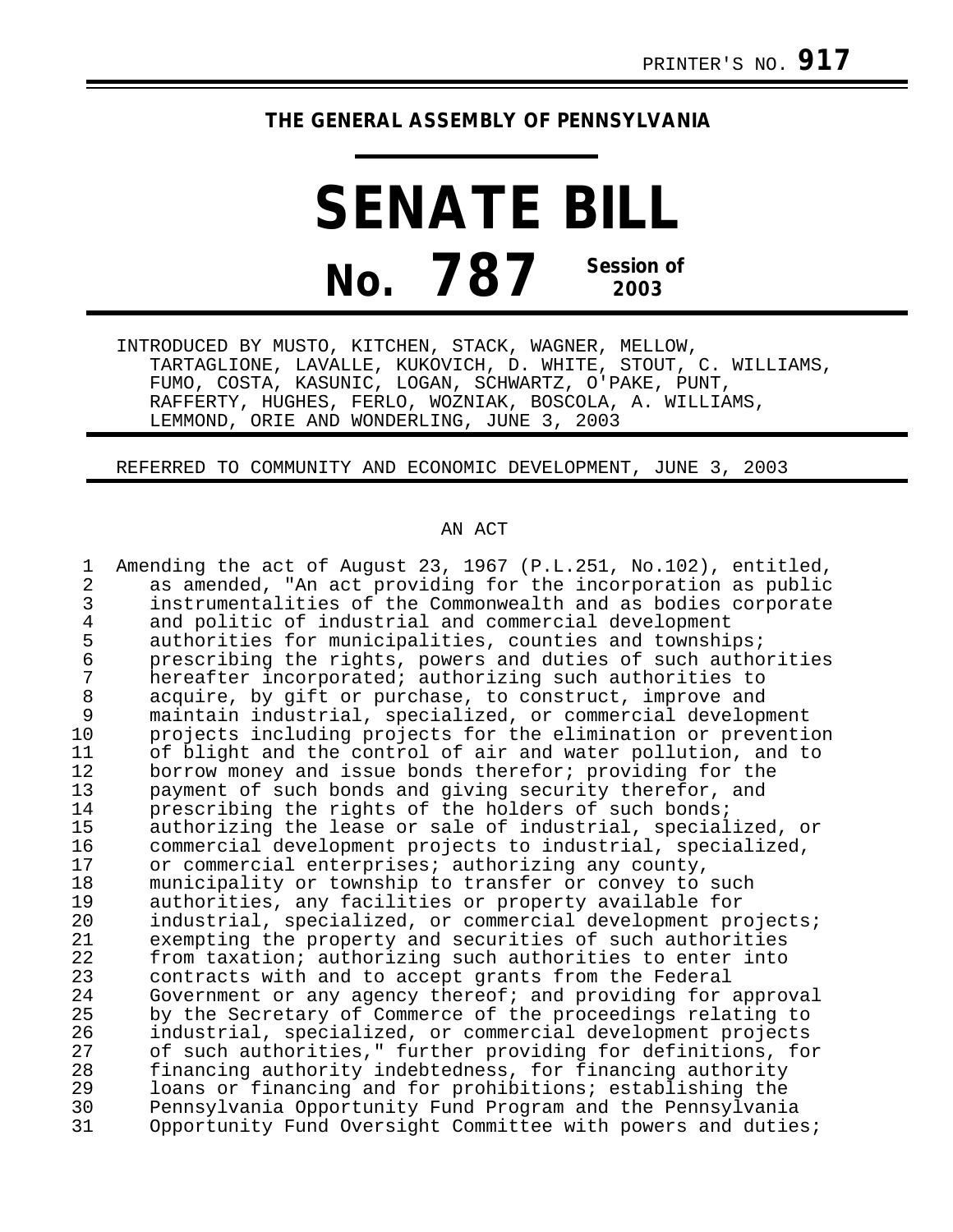PRINTER'S NO. **917**

## THE GENERAL ASSEMBLY OF PENNSYLVANIA

# SENATE BILL

# No. 787

**Session of 2003**

INTRODUCED BY MUSTO, KITCHEN, STACK, WAGNER, MELLOW, TARTAGLIONE, LAVALLE, KUKOVICH, D. WHITE, STOUT, C. WILLIAMS, FUMO, COSTA, KASUNIC, LOGAN, SCHWARTZ, O'PAKE, PUNT, RAFFERTY, HUGHES, FERLO, WOZNIAK, BOSCOLA, A. WILLIAMS, LEMMOND, ORIE AND WONDERLING, JUNE 3, 2003

REFERRED TO COMMUNITY AND ECONOMIC DEVELOPMENT, JUNE 3, 2003

AN ACT

1 Amending the act of August 23, 1967 (P.L.251, No.102), entitled,
2 as amended, "An act providing for the incorporation as public
3 instrumentalities of the Commonwealth and as bodies corporate
4 and politic of industrial and commercial development
5 authorities for municipalities, counties and townships;
6 prescribing the rights, powers and duties of such authorities
7 hereafter incorporated; authorizing such authorities to
8 acquire, by gift or purchase, to construct, improve and
9 maintain industrial, specialized, or commercial development
10 projects including projects for the elimination or prevention
11 of blight and the control of air and water pollution, and to
12 borrow money and issue bonds therefor; providing for the
13 payment of such bonds and giving security therefor, and
14 prescribing the rights of the holders of such bonds;
15 authorizing the lease or sale of industrial, specialized, or
16 commercial development projects to industrial, specialized,
17 or commercial enterprises; authorizing any county,
18 municipality or township to transfer or convey to such
19 authorities, any facilities or property available for
20 industrial, specialized, or commercial development projects;
21 exempting the property and securities of such authorities
22 from taxation; authorizing such authorities to enter into
23 contracts with and to accept grants from the Federal
24 Government or any agency thereof; and providing for approval
25 by the Secretary of Commerce of the proceedings relating to
26 industrial, specialized, or commercial development projects
27 of such authorities," further providing for definitions, for
28 financing authority indebtedness, for financing authority
29 loans or financing and for prohibitions; establishing the
30 Pennsylvania Opportunity Fund Program and the Pennsylvania
31 Opportunity Fund Oversight Committee with powers and duties;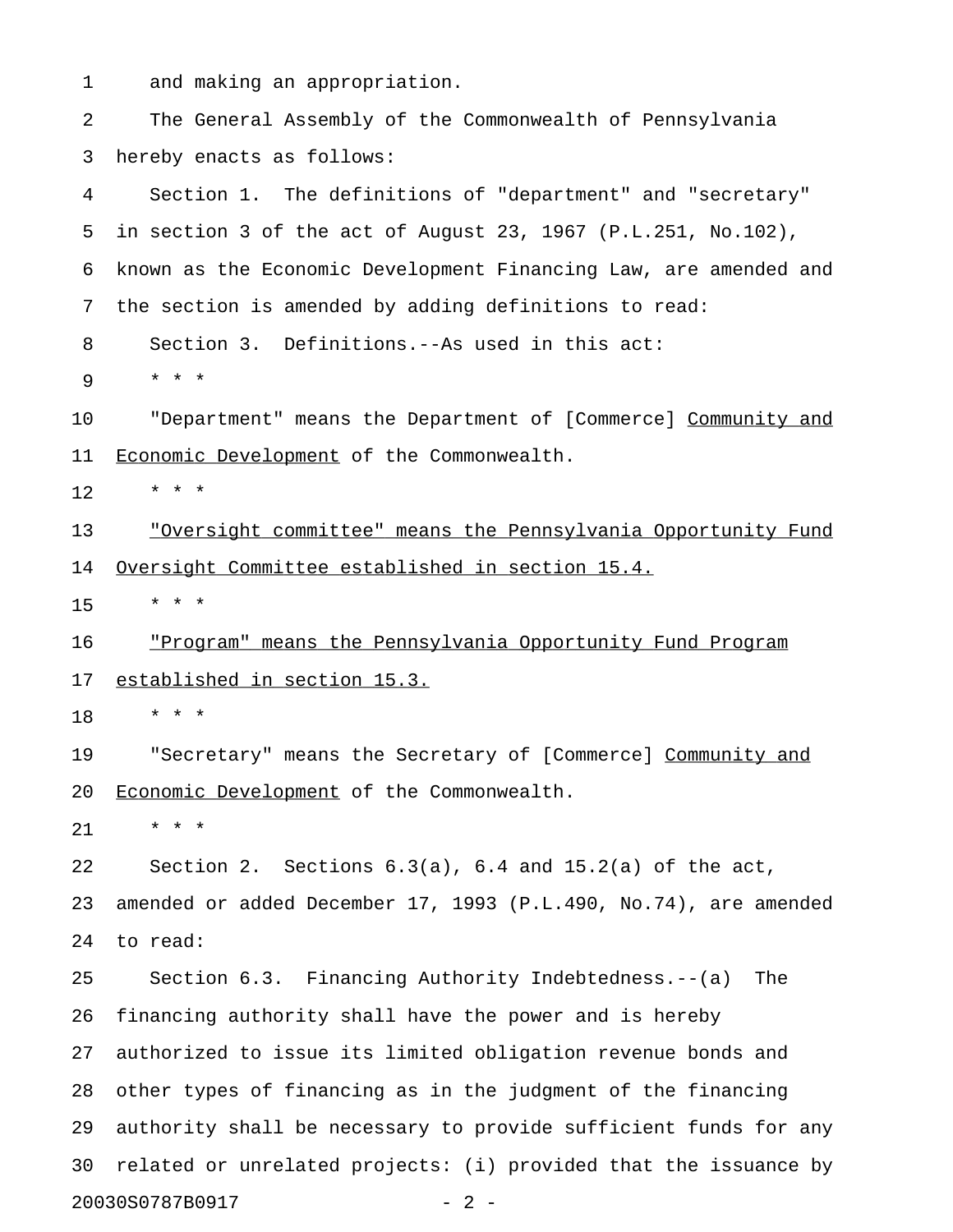and making an appropriation.

The General Assembly of the Commonwealth of Pennsylvania hereby enacts as follows:

Section 1. The definitions of "department" and "secretary" in section 3 of the act of August 23, 1967 (P.L.251, No.102), known as the Economic Development Financing Law, are amended and the section is amended by adding definitions to read:

Section 3. Definitions.--As used in this act:

* * *

"Department" means the Department of [Commerce] Community and Economic Development of the Commonwealth.

* * *

"Oversight committee" means the Pennsylvania Opportunity Fund Oversight Committee established in section 15.4.

* * *

"Program" means the Pennsylvania Opportunity Fund Program established in section 15.3.

* * *

"Secretary" means the Secretary of [Commerce] Community and Economic Development of the Commonwealth.

* * *

Section 2. Sections 6.3(a), 6.4 and 15.2(a) of the act, amended or added December 17, 1993 (P.L.490, No.74), are amended to read:

Section 6.3. Financing Authority Indebtedness.--(a) The financing authority shall have the power and is hereby authorized to issue its limited obligation revenue bonds and other types of financing as in the judgment of the financing authority shall be necessary to provide sufficient funds for any related or unrelated projects: (i) provided that the issuance by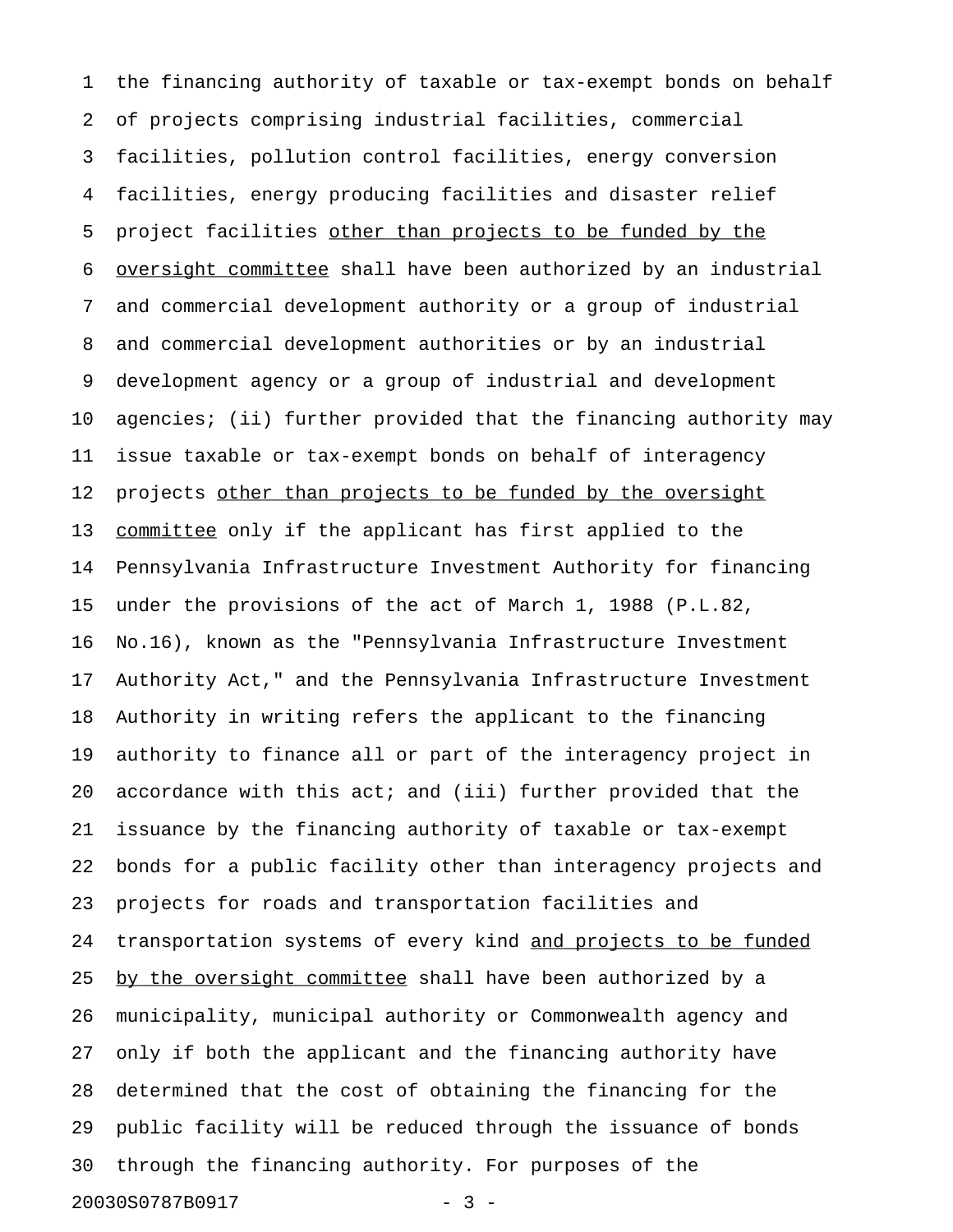the financing authority of taxable or tax-exempt bonds on behalf of projects comprising industrial facilities, commercial facilities, pollution control facilities, energy conversion facilities, energy producing facilities and disaster relief project facilities <u>other than projects to be funded by the oversight committee</u> shall have been authorized by an industrial and commercial development authority or a group of industrial and commercial development authorities or by an industrial development agency or a group of industrial and development agencies; (ii) further provided that the financing authority may issue taxable or tax-exempt bonds on behalf of interagency projects <u>other than projects to be funded by the oversight committee</u> only if the applicant has first applied to the Pennsylvania Infrastructure Investment Authority for financing under the provisions of the act of March 1, 1988 (P.L.82, No.16), known as the "Pennsylvania Infrastructure Investment Authority Act," and the Pennsylvania Infrastructure Investment Authority in writing refers the applicant to the financing authority to finance all or part of the interagency project in accordance with this act; and (iii) further provided that the issuance by the financing authority of taxable or tax-exempt bonds for a public facility other than interagency projects and projects for roads and transportation facilities and transportation systems of every kind <u>and projects to be funded by the oversight committee</u> shall have been authorized by a municipality, municipal authority or Commonwealth agency and only if both the applicant and the financing authority have determined that the cost of obtaining the financing for the public facility will be reduced through the issuance of bonds through the financing authority. For purposes of the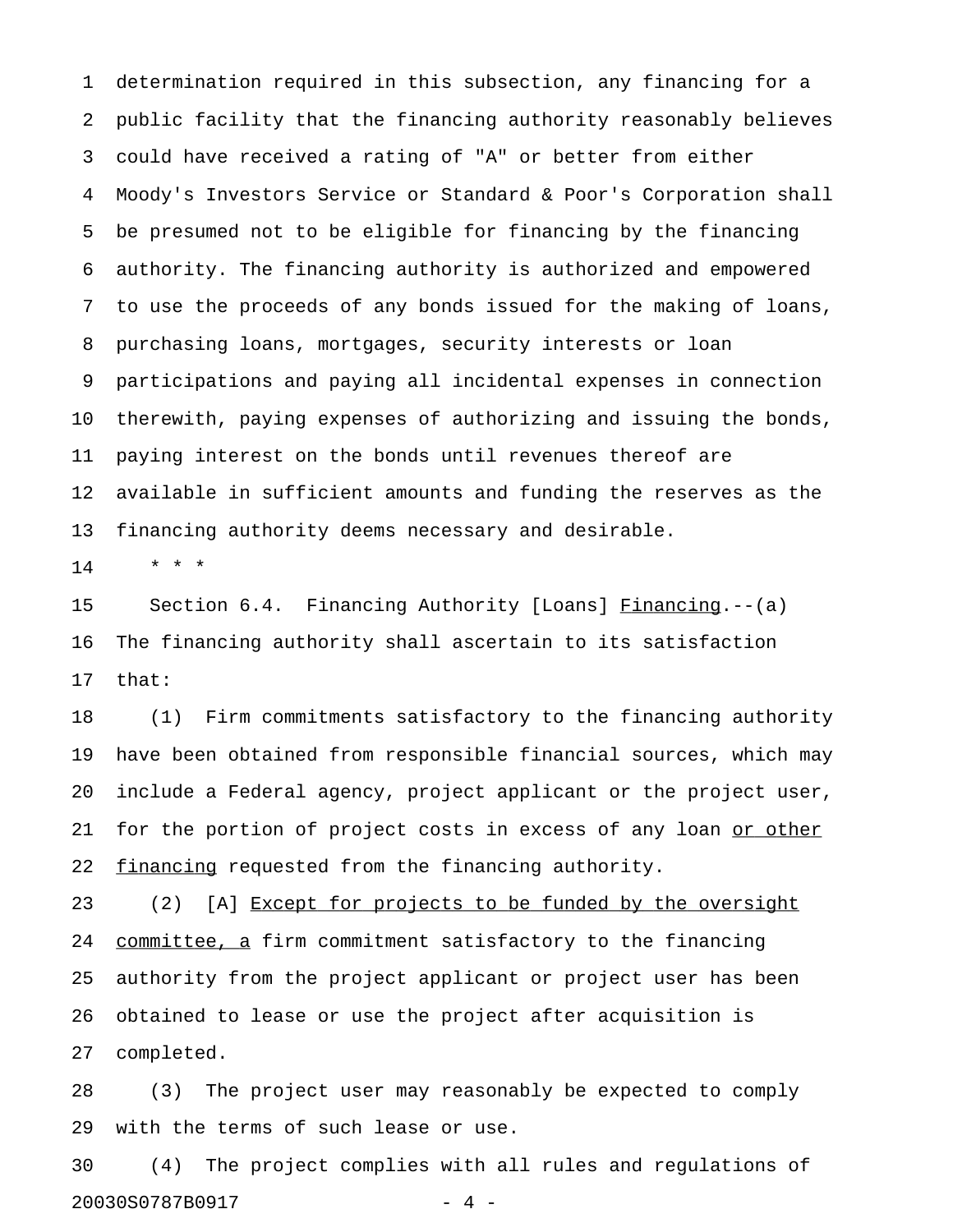determination required in this subsection, any financing for a public facility that the financing authority reasonably believes could have received a rating of "A" or better from either Moody's Investors Service or Standard & Poor's Corporation shall be presumed not to be eligible for financing by the financing authority. The financing authority is authorized and empowered to use the proceeds of any bonds issued for the making of loans, purchasing loans, mortgages, security interests or loan participations and paying all incidental expenses in connection therewith, paying expenses of authorizing and issuing the bonds, paying interest on the bonds until revenues thereof are available in sufficient amounts and funding the reserves as the financing authority deems necessary and desirable.

\* \* \*

Section 6.4. Financing Authority [Loans] <u>Financing</u>.--(a) The financing authority shall ascertain to its satisfaction that:

(1) Firm commitments satisfactory to the financing authority have been obtained from responsible financial sources, which may include a Federal agency, project applicant or the project user, for the portion of project costs in excess of any loan <u>or other financing</u> requested from the financing authority.

(2) [A] <u>Except for projects to be funded by the oversight committee, a</u> firm commitment satisfactory to the financing authority from the project applicant or project user has been obtained to lease or use the project after acquisition is completed.

(3) The project user may reasonably be expected to comply with the terms of such lease or use.

(4) The project complies with all rules and regulations of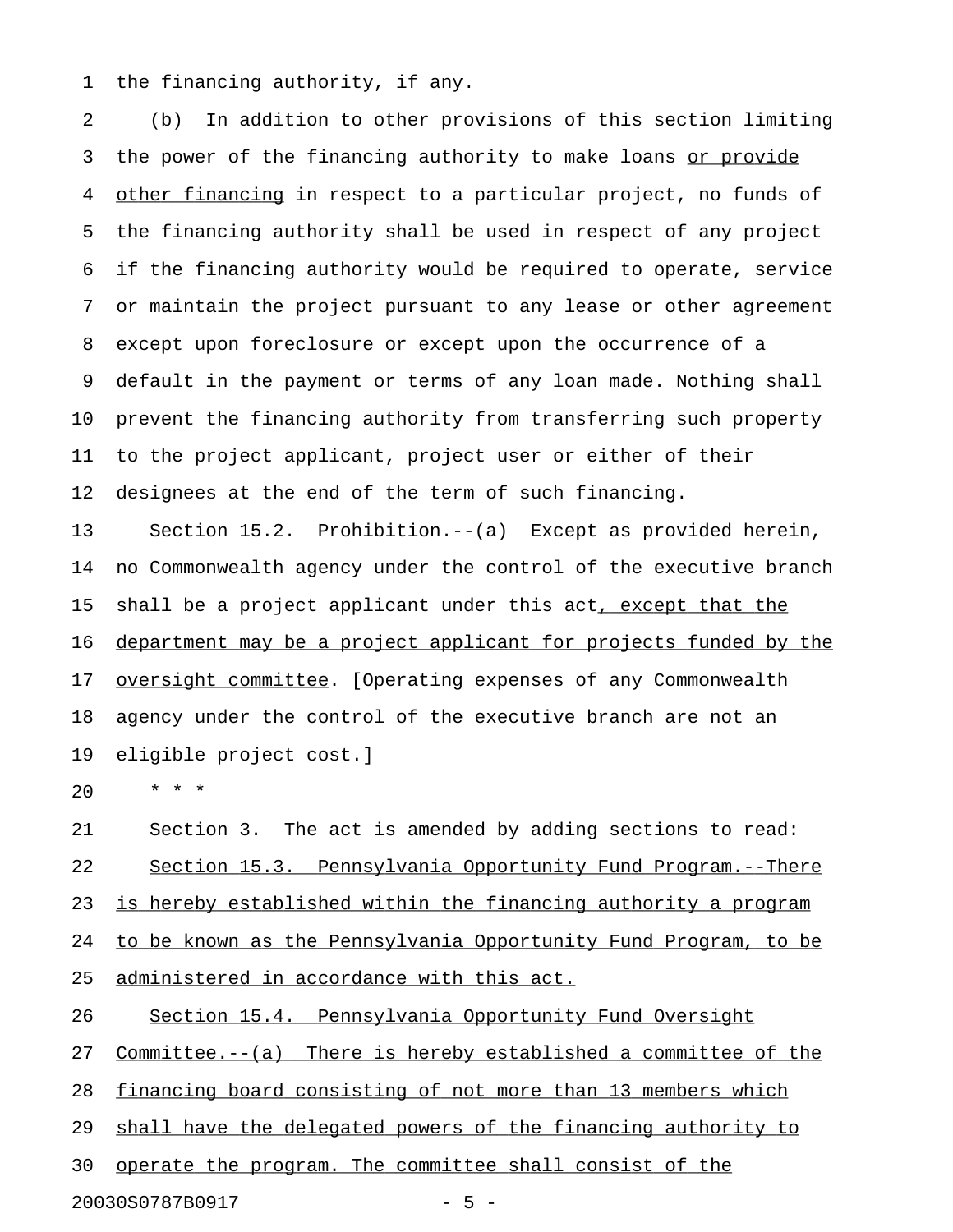the financing authority, if any.

(b) In addition to other provisions of this section limiting the power of the financing authority to make loans <u>or provide other financing</u> in respect to a particular project, no funds of the financing authority shall be used in respect of any project if the financing authority would be required to operate, service or maintain the project pursuant to any lease or other agreement except upon foreclosure or except upon the occurrence of a default in the payment or terms of any loan made. Nothing shall prevent the financing authority from transferring such property to the project applicant, project user or either of their designees at the end of the term of such financing.

Section 15.2. Prohibition.--(a) Except as provided herein, no Commonwealth agency under the control of the executive branch shall be a project applicant under this act<u>, except that the department may be a project applicant for projects funded by the oversight committee</u>. [Operating expenses of any Commonwealth agency under the control of the executive branch are not an eligible project cost.]

\* \* \*

Section 3. The act is amended by adding sections to read:

<u>Section 15.3. Pennsylvania Opportunity Fund Program.--There is hereby established within the financing authority a program to be known as the Pennsylvania Opportunity Fund Program, to be administered in accordance with this act.</u>

<u>Section 15.4. Pennsylvania Opportunity Fund Oversight Committee.--(a) There is hereby established a committee of the financing board consisting of not more than 13 members which shall have the delegated powers of the financing authority to operate the program. The committee shall consist of the</u>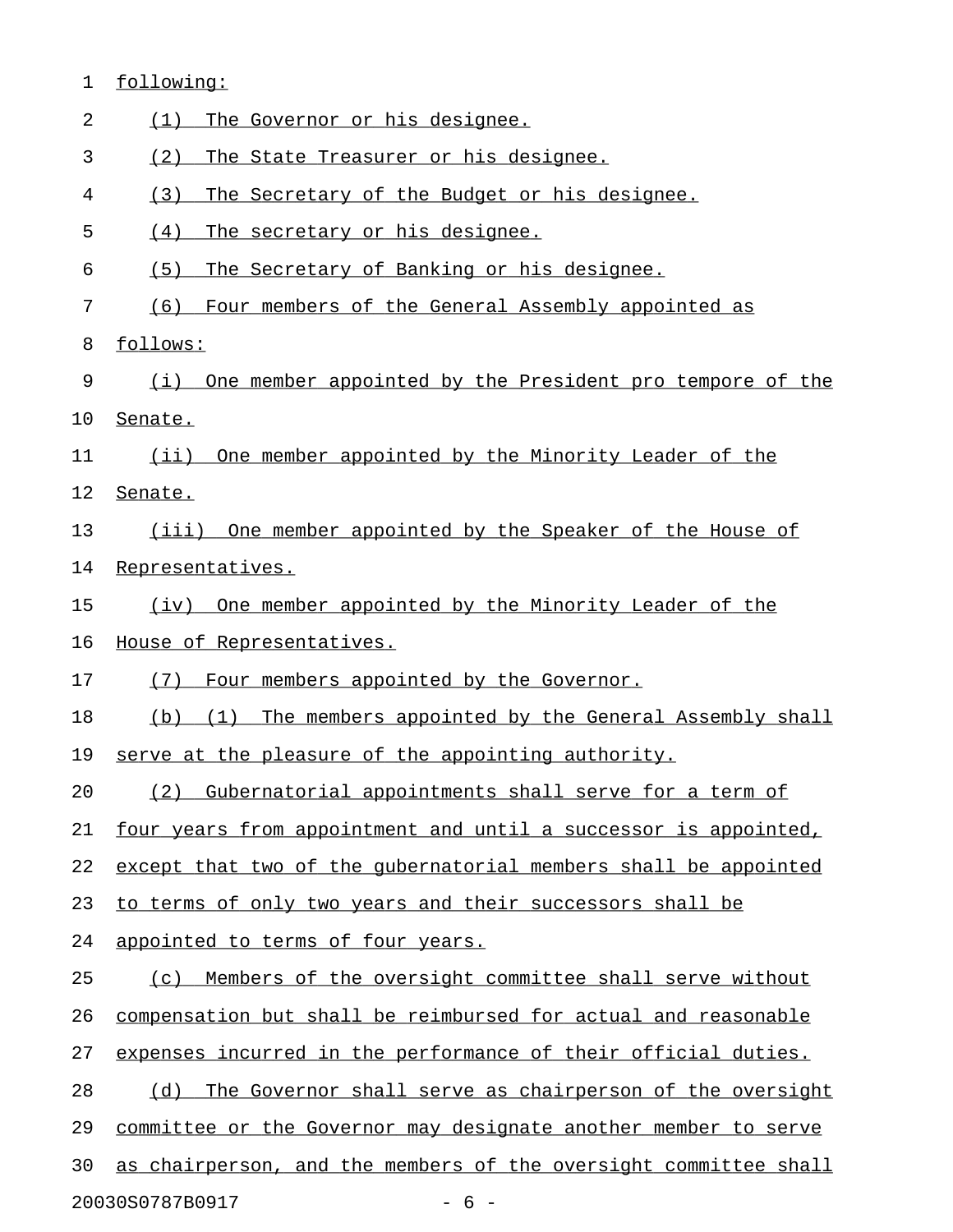following:

(1) The Governor or his designee.

(2) The State Treasurer or his designee.

(3) The Secretary of the Budget or his designee.

(4) The secretary or his designee.

(5) The Secretary of Banking or his designee.

(6) Four members of the General Assembly appointed as follows:

(i) One member appointed by the President pro tempore of the Senate.

(ii) One member appointed by the Minority Leader of the Senate.

(iii) One member appointed by the Speaker of the House of Representatives.

(iv) One member appointed by the Minority Leader of the House of Representatives.

(7) Four members appointed by the Governor.

(b) (1) The members appointed by the General Assembly shall serve at the pleasure of the appointing authority.

(2) Gubernatorial appointments shall serve for a term of four years from appointment and until a successor is appointed, except that two of the gubernatorial members shall be appointed to terms of only two years and their successors shall be appointed to terms of four years.

(c) Members of the oversight committee shall serve without compensation but shall be reimbursed for actual and reasonable expenses incurred in the performance of their official duties.

(d) The Governor shall serve as chairperson of the oversight committee or the Governor may designate another member to serve as chairperson, and the members of the oversight committee shall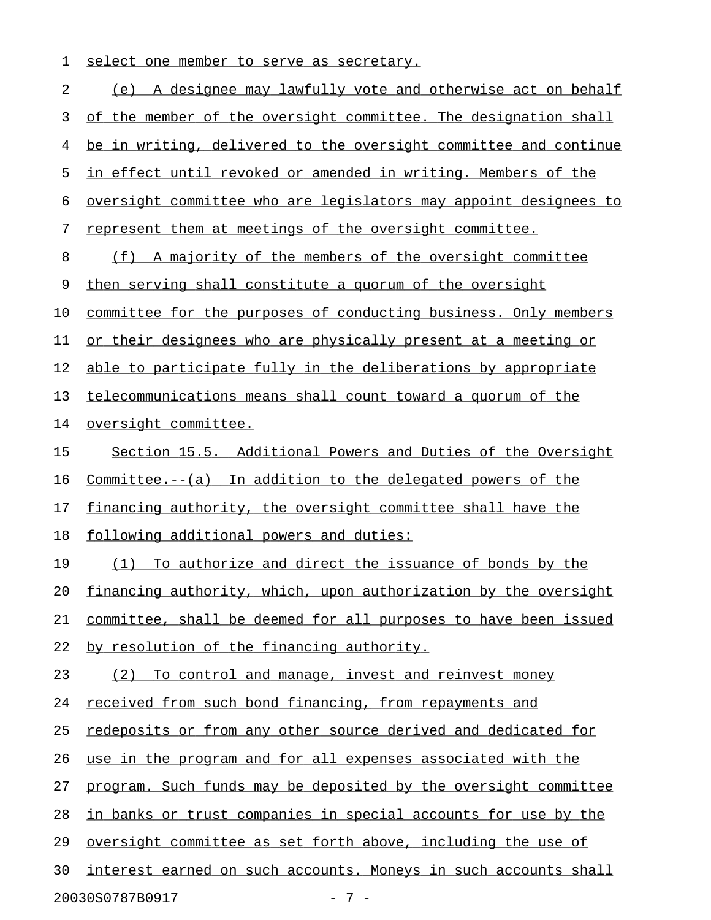select one member to serve as secretary.

(e) A designee may lawfully vote and otherwise act on behalf of the member of the oversight committee. The designation shall be in writing, delivered to the oversight committee and continue in effect until revoked or amended in writing. Members of the oversight committee who are legislators may appoint designees to represent them at meetings of the oversight committee.

(f) A majority of the members of the oversight committee then serving shall constitute a quorum of the oversight committee for the purposes of conducting business. Only members or their designees who are physically present at a meeting or able to participate fully in the deliberations by appropriate telecommunications means shall count toward a quorum of the oversight committee.

Section 15.5. Additional Powers and Duties of the Oversight Committee.--(a) In addition to the delegated powers of the financing authority, the oversight committee shall have the following additional powers and duties:

(1) To authorize and direct the issuance of bonds by the financing authority, which, upon authorization by the oversight committee, shall be deemed for all purposes to have been issued by resolution of the financing authority.

(2) To control and manage, invest and reinvest money received from such bond financing, from repayments and redeposits or from any other source derived and dedicated for use in the program and for all expenses associated with the program. Such funds may be deposited by the oversight committee in banks or trust companies in special accounts for use by the oversight committee as set forth above, including the use of interest earned on such accounts. Moneys in such accounts shall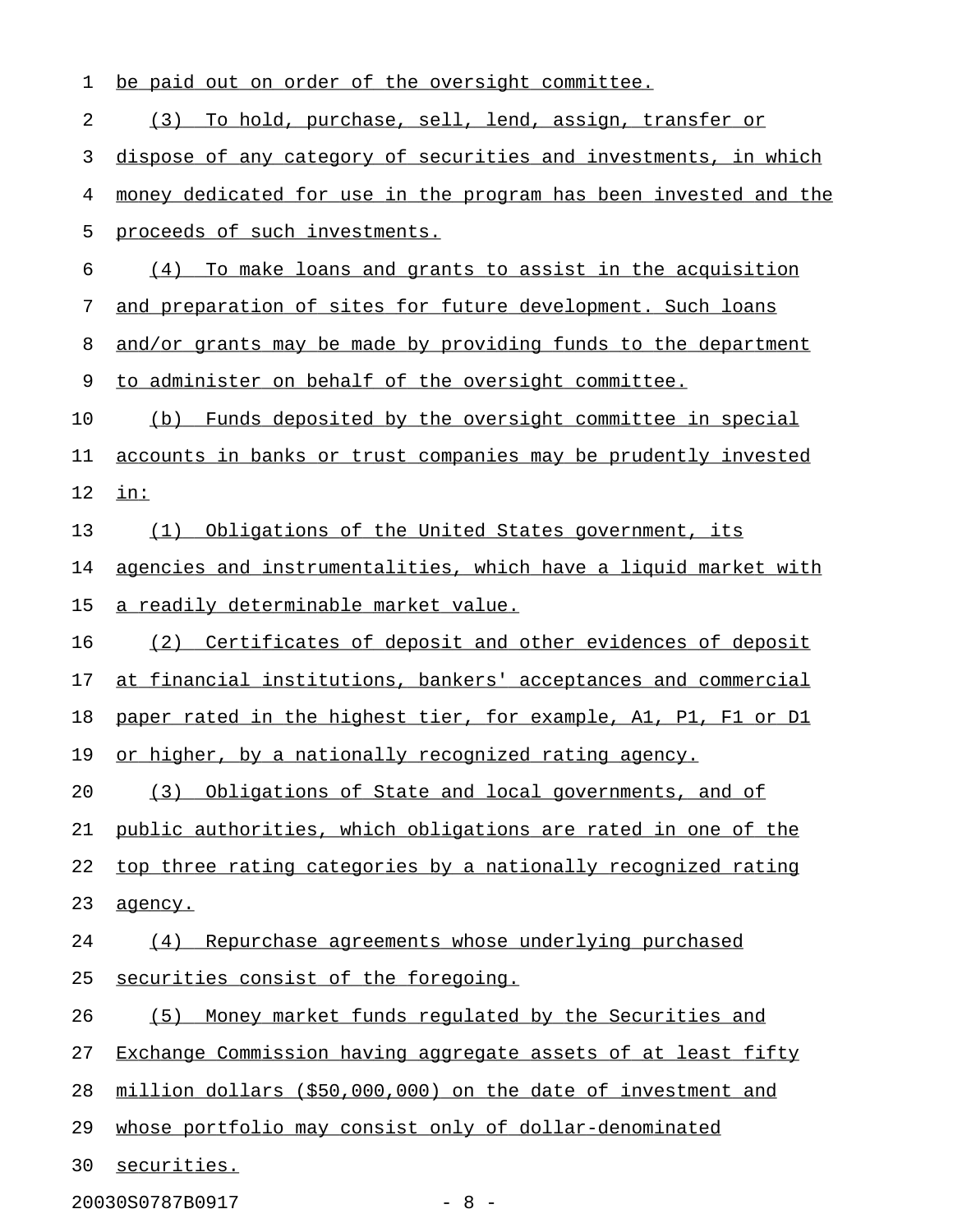be paid out on order of the oversight committee.

(3) To hold, purchase, sell, lend, assign, transfer or dispose of any category of securities and investments, in which money dedicated for use in the program has been invested and the proceeds of such investments.

(4) To make loans and grants to assist in the acquisition and preparation of sites for future development. Such loans and/or grants may be made by providing funds to the department to administer on behalf of the oversight committee.

(b) Funds deposited by the oversight committee in special accounts in banks or trust companies may be prudently invested in:

(1) Obligations of the United States government, its agencies and instrumentalities, which have a liquid market with a readily determinable market value.

(2) Certificates of deposit and other evidences of deposit at financial institutions, bankers' acceptances and commercial paper rated in the highest tier, for example, A1, P1, F1 or D1 or higher, by a nationally recognized rating agency.

(3) Obligations of State and local governments, and of public authorities, which obligations are rated in one of the top three rating categories by a nationally recognized rating agency.

(4) Repurchase agreements whose underlying purchased securities consist of the foregoing.

(5) Money market funds regulated by the Securities and Exchange Commission having aggregate assets of at least fifty million dollars ($50,000,000) on the date of investment and whose portfolio may consist only of dollar-denominated securities.

20030S0787B0917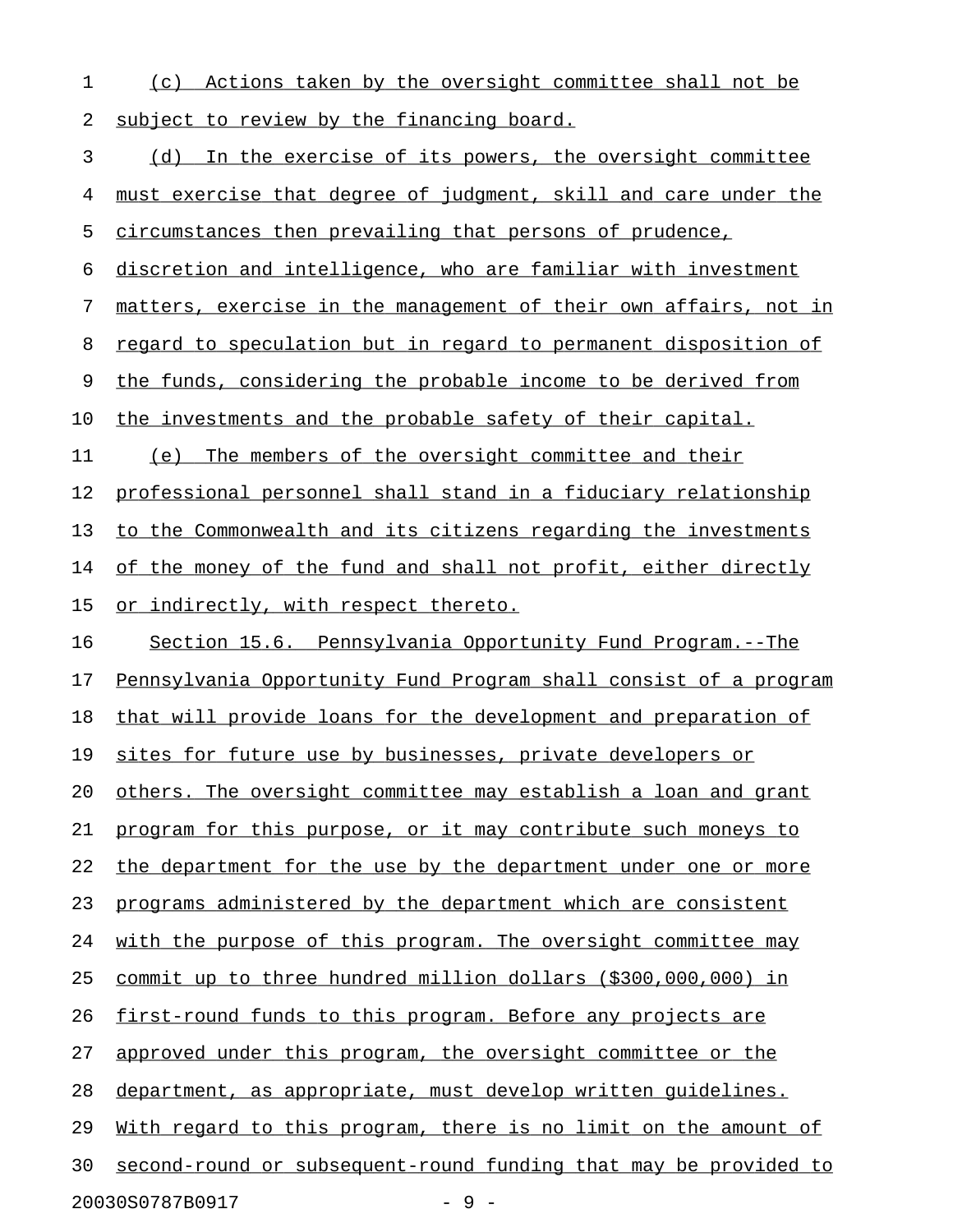(c) Actions taken by the oversight committee shall not be subject to review by the financing board.

(d) In the exercise of its powers, the oversight committee must exercise that degree of judgment, skill and care under the circumstances then prevailing that persons of prudence, discretion and intelligence, who are familiar with investment matters, exercise in the management of their own affairs, not in regard to speculation but in regard to permanent disposition of the funds, considering the probable income to be derived from the investments and the probable safety of their capital.

(e) The members of the oversight committee and their professional personnel shall stand in a fiduciary relationship to the Commonwealth and its citizens regarding the investments of the money of the fund and shall not profit, either directly or indirectly, with respect thereto.

Section 15.6. Pennsylvania Opportunity Fund Program.--The Pennsylvania Opportunity Fund Program shall consist of a program that will provide loans for the development and preparation of sites for future use by businesses, private developers or others. The oversight committee may establish a loan and grant program for this purpose, or it may contribute such moneys to the department for the use by the department under one or more programs administered by the department which are consistent with the purpose of this program. The oversight committee may commit up to three hundred million dollars ($300,000,000) in first-round funds to this program. Before any projects are approved under this program, the oversight committee or the department, as appropriate, must develop written guidelines. With regard to this program, there is no limit on the amount of second-round or subsequent-round funding that may be provided to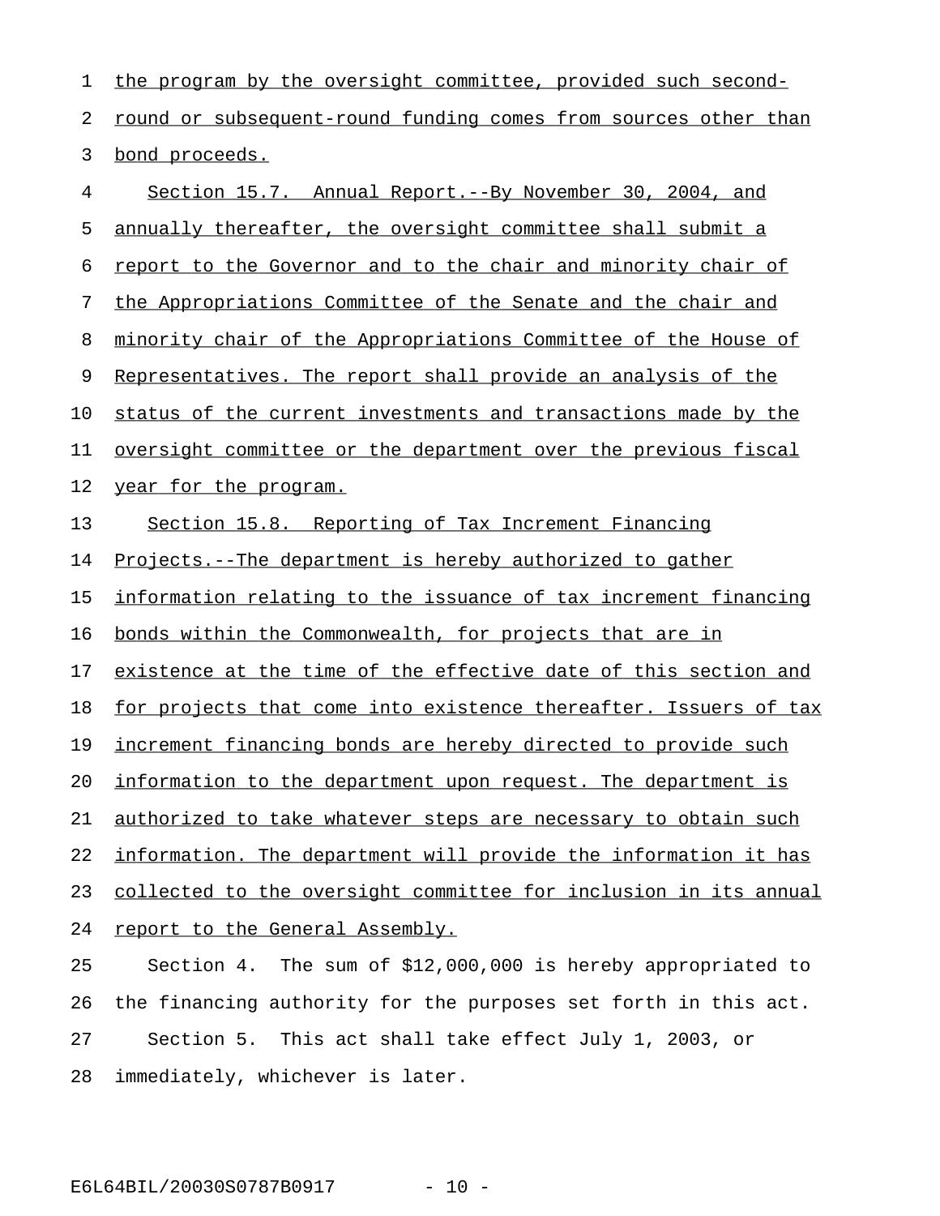the program by the oversight committee, provided such second-round or subsequent-round funding comes from sources other than bond proceeds.

Section 15.7. Annual Report.--By November 30, 2004, and annually thereafter, the oversight committee shall submit a report to the Governor and to the chair and minority chair of the Appropriations Committee of the Senate and the chair and minority chair of the Appropriations Committee of the House of Representatives. The report shall provide an analysis of the status of the current investments and transactions made by the oversight committee or the department over the previous fiscal year for the program.

Section 15.8. Reporting of Tax Increment Financing Projects.--The department is hereby authorized to gather information relating to the issuance of tax increment financing bonds within the Commonwealth, for projects that are in existence at the time of the effective date of this section and for projects that come into existence thereafter. Issuers of tax increment financing bonds are hereby directed to provide such information to the department upon request. The department is authorized to take whatever steps are necessary to obtain such information. The department will provide the information it has collected to the oversight committee for inclusion in its annual report to the General Assembly.

Section 4. The sum of $12,000,000 is hereby appropriated to the financing authority for the purposes set forth in this act.

Section 5. This act shall take effect July 1, 2003, or immediately, whichever is later.